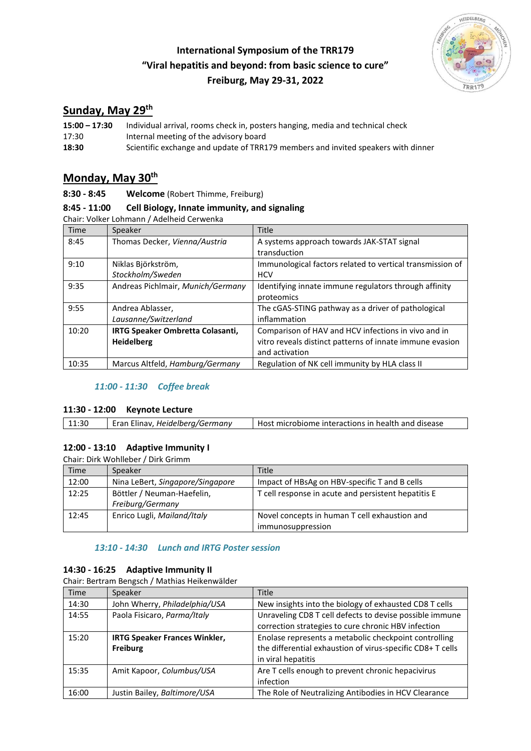**International Symposium of the TRR179**
**"Viral hepatitis and beyond: from basic science to cure"**
**Freiburg, May 29-31, 2022**

## Sunday, May 29th

**15:00 – 17:30** Individual arrival, rooms check in, posters hanging, media and technical check
17:30 Internal meeting of the advisory board
**18:30** Scientific exchange and update of TRR179 members and invited speakers with dinner

## Monday, May 30th

**8:30 - 8:45** **Welcome** (Robert Thimme, Freiburg)

**8:45 - 11:00** **Cell Biology, Innate immunity, and signaling**
Chair: Volker Lohmann / Adelheid Cerwenka

| Time | Speaker | Title |
|---|---|---|
| 8:45 | Thomas Decker, *Vienna/Austria* | A systems approach towards JAK-STAT signal transduction |
| 9:10 | Niklas Björkström, *Stockholm/Sweden* | Immunological factors related to vertical transmission of HCV |
| 9:35 | Andreas Pichlmair, *Munich/Germany* | Identifying innate immune regulators through affinity proteomics |
| 9:55 | Andrea Ablasser, *Lausanne/Switzerland* | The cGAS-STING pathway as a driver of pathological inflammation |
| 10:20 | **IRTG Speaker Ombretta Colasanti, Heidelberg** | Comparison of HAV and HCV infections in vivo and in vitro reveals distinct patterns of innate immune evasion and activation |
| 10:35 | Marcus Altfeld, *Hamburg/Germany* | Regulation of NK cell immunity by HLA class II |

***11:00 - 11:30 Coffee break***

**11:30 - 12:00** **Keynote Lecture**

| Time | Speaker | Title |
|---|---|---|
| 11:30 | Eran Elinav, *Heidelberg/Germany* | Host microbiome interactions in health and disease |

**12:00 - 13:10** **Adaptive Immunity I**
Chair: Dirk Wohlleber / Dirk Grimm

| Time | Speaker | Title |
|---|---|---|
| 12:00 | Nina LeBert, *Singapore/Singapore* | Impact of HBsAg on HBV-specific T and B cells |
| 12:25 | Böttler / Neuman-Haefelin, *Freiburg/Germany* | T cell response in acute and persistent hepatitis E |
| 12:45 | Enrico Lugli, *Mailand/Italy* | Novel concepts in human T cell exhaustion and immunosuppression |

***13:10 - 14:30 Lunch and IRTG Poster session***

**14:30 - 16:25** **Adaptive Immunity II**
Chair: Bertram Bengsch / Mathias Heikenwälder

| Time | Speaker | Title |
|---|---|---|
| 14:30 | John Wherry, *Philadelphia/USA* | New insights into the biology of exhausted CD8 T cells |
| 14:55 | Paola Fisicaro, *Parma/Italy* | Unraveling CD8 T cell defects to devise possible immune correction strategies to cure chronic HBV infection |
| 15:20 | **IRTG Speaker Frances Winkler, Freiburg** | Enolase represents a metabolic checkpoint controlling the differential exhaustion of virus-specific CD8+ T cells in viral hepatitis |
| 15:35 | Amit Kapoor, *Columbus/USA* | Are T cells enough to prevent chronic hepacivirus infection |
| 16:00 | Justin Bailey, *Baltimore/USA* | The Role of Neutralizing Antibodies in HCV Clearance |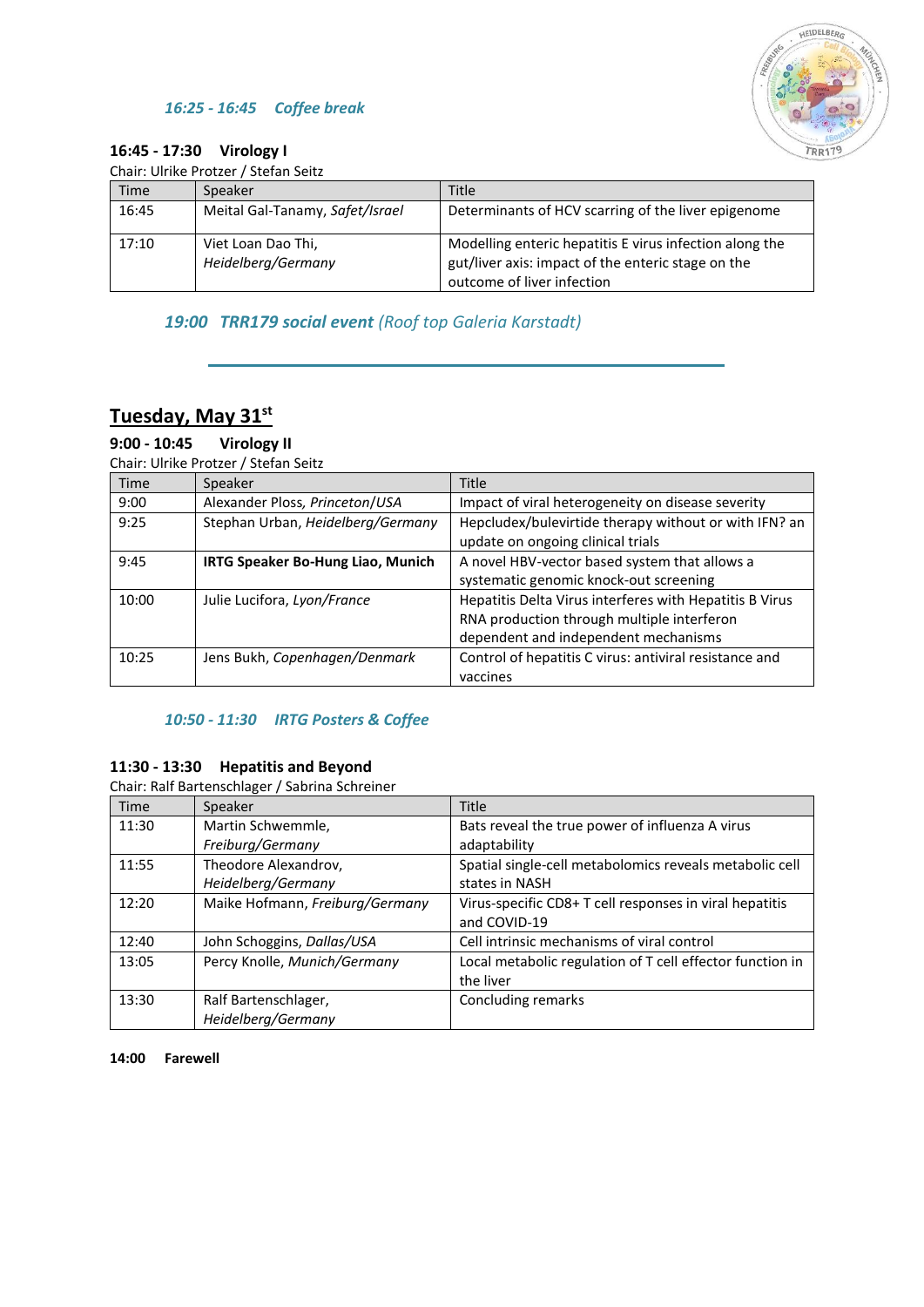*16:25 - 16:45 Coffee break*

**16:45 - 17:30 Virology I**

Chair: Ulrike Protzer / Stefan Seitz

| Time | Speaker | Title |
|---|---|---|
| 16:45 | Meital Gal-Tanamy, *Safet/Israel* | Determinants of HCV scarring of the liver epigenome |
| 17:10 | Viet Loan Dao Thi, *Heidelberg/Germany* | Modelling enteric hepatitis E virus infection along the gut/liver axis: impact of the enteric stage on the outcome of liver infection |

***19:00 TRR179 social event** (Roof top Galeria Karstadt)*

---

## Tuesday, May 31st

**9:00 - 10:45 Virology II**

Chair: Ulrike Protzer / Stefan Seitz

| Time | Speaker | Title |
|---|---|---|
| 9:00 | Alexander Ploss, *Princeton/USA* | Impact of viral heterogeneity on disease severity |
| 9:25 | Stephan Urban, *Heidelberg/Germany* | Hepcludex/bulevirtide therapy without or with IFN? an update on ongoing clinical trials |
| 9:45 | **IRTG Speaker Bo-Hung Liao, Munich** | A novel HBV-vector based system that allows a systematic genomic knock-out screening |
| 10:00 | Julie Lucifora, *Lyon/France* | Hepatitis Delta Virus interferes with Hepatitis B Virus RNA production through multiple interferon dependent and independent mechanisms |
| 10:25 | Jens Bukh, *Copenhagen/Denmark* | Control of hepatitis C virus: antiviral resistance and vaccines |

*10:50 - 11:30 IRTG Posters & Coffee*

**11:30 - 13:30 Hepatitis and Beyond**

Chair: Ralf Bartenschlager / Sabrina Schreiner

| Time | Speaker | Title |
|---|---|---|
| 11:30 | Martin Schwemmle, *Freiburg/Germany* | Bats reveal the true power of influenza A virus adaptability |
| 11:55 | Theodore Alexandrov, *Heidelberg/Germany* | Spatial single-cell metabolomics reveals metabolic cell states in NASH |
| 12:20 | Maike Hofmann, *Freiburg/Germany* | Virus-specific CD8+ T cell responses in viral hepatitis and COVID-19 |
| 12:40 | John Schoggins, *Dallas/USA* | Cell intrinsic mechanisms of viral control |
| 13:05 | Percy Knolle, *Munich/Germany* | Local metabolic regulation of T cell effector function in the liver |
| 13:30 | Ralf Bartenschlager, *Heidelberg/Germany* | Concluding remarks |

**14:00 Farewell**